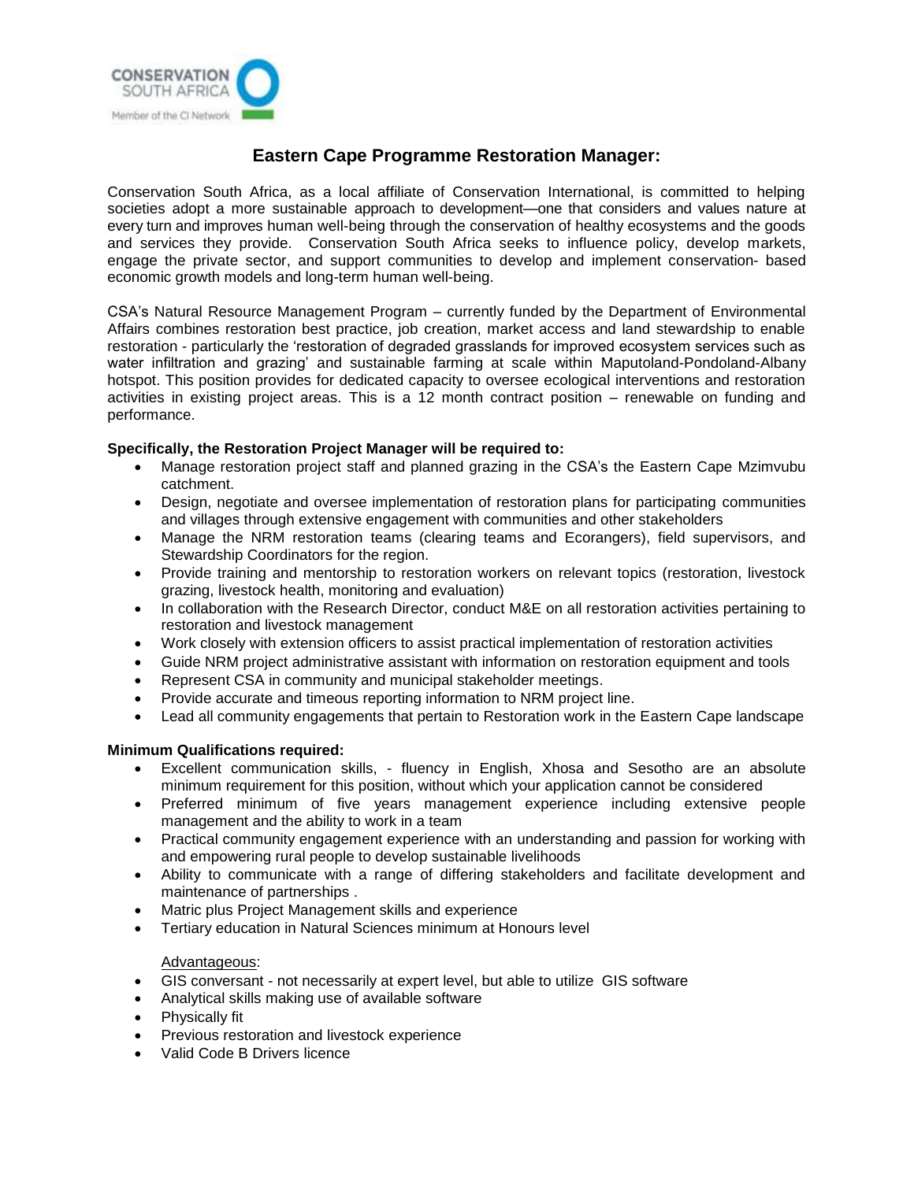# Eastern Cape Programme Restoration Manager:

Conservation South Africa, as a local affiliate of Conservation International, is committed to helping societies adopt a more sustainable approach to development—one that considers and values nature at every turn and improves human well-being through the conservation of healthy ecosystems and the goods and services they provide. Conservation South Africa seeks to influence policy, develop markets, engage the private sector, and support communities to develop and implement conservation- based economic growth models and long-term human well-being.

CSA's Natural Resource Management Program – currently funded by the Department of Environmental Affairs combines restoration best practice, job creation, market access and land stewardship to enable restoration - particularly the 'restoration of degraded grasslands for improved ecosystem services such as water infiltration and grazing' and sustainable farming at scale within Maputoland-Pondoland-Albany hotspot. This position provides for dedicated capacity to oversee ecological interventions and restoration activities in existing project areas. This is a 12 month contract position – renewable on funding and performance.

**Specifically, the Restoration Project Manager will be required to:**

- Manage restoration project staff and planned grazing in the CSA's the Eastern Cape Mzimvubu catchment.
- Design, negotiate and oversee implementation of restoration plans for participating communities and villages through extensive engagement with communities and other stakeholders
- Manage the NRM restoration teams (clearing teams and Ecorangers), field supervisors, and Stewardship Coordinators for the region.
- Provide training and mentorship to restoration workers on relevant topics (restoration, livestock grazing, livestock health, monitoring and evaluation)
- In collaboration with the Research Director, conduct M&E on all restoration activities pertaining to restoration and livestock management
- Work closely with extension officers to assist practical implementation of restoration activities
- Guide NRM project administrative assistant with information on restoration equipment and tools
- Represent CSA in community and municipal stakeholder meetings.
- Provide accurate and timeous reporting information to NRM project line.
- Lead all community engagements that pertain to Restoration work in the Eastern Cape landscape

**Minimum Qualifications required:**

- Excellent communication skills, - fluency in English, Xhosa and Sesotho are an absolute minimum requirement for this position, without which your application cannot be considered
- Preferred minimum of five years management experience including extensive people management and the ability to work in a team
- Practical community engagement experience with an understanding and passion for working with and empowering rural people to develop sustainable livelihoods
- Ability to communicate with a range of differing stakeholders and facilitate development and maintenance of partnerships .
- Matric plus Project Management skills and experience
- Tertiary education in Natural Sciences minimum at Honours level

Advantageous:

- GIS conversant - not necessarily at expert level, but able to utilize GIS software
- Analytical skills making use of available software
- Physically fit
- Previous restoration and livestock experience
- Valid Code B Drivers licence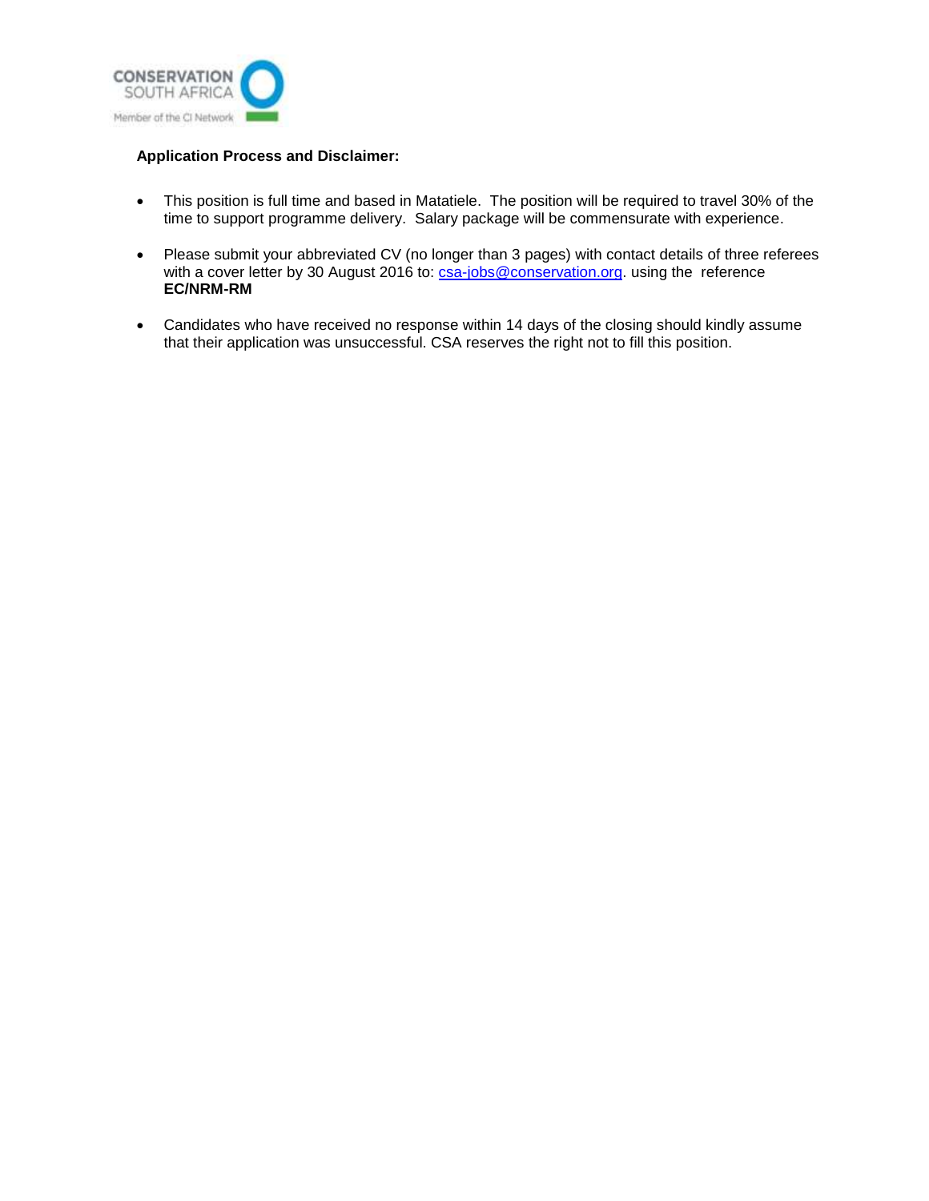**Application Process and Disclaimer:**

- This position is full time and based in Matatiele. The position will be required to travel 30% of the time to support programme delivery. Salary package will be commensurate with experience.

- Please submit your abbreviated CV (no longer than 3 pages) with contact details of three referees with a cover letter by 30 August 2016 to: csa-jobs@conservation.org. using the reference **EC/NRM-RM**

- Candidates who have received no response within 14 days of the closing should kindly assume that their application was unsuccessful. CSA reserves the right not to fill this position.